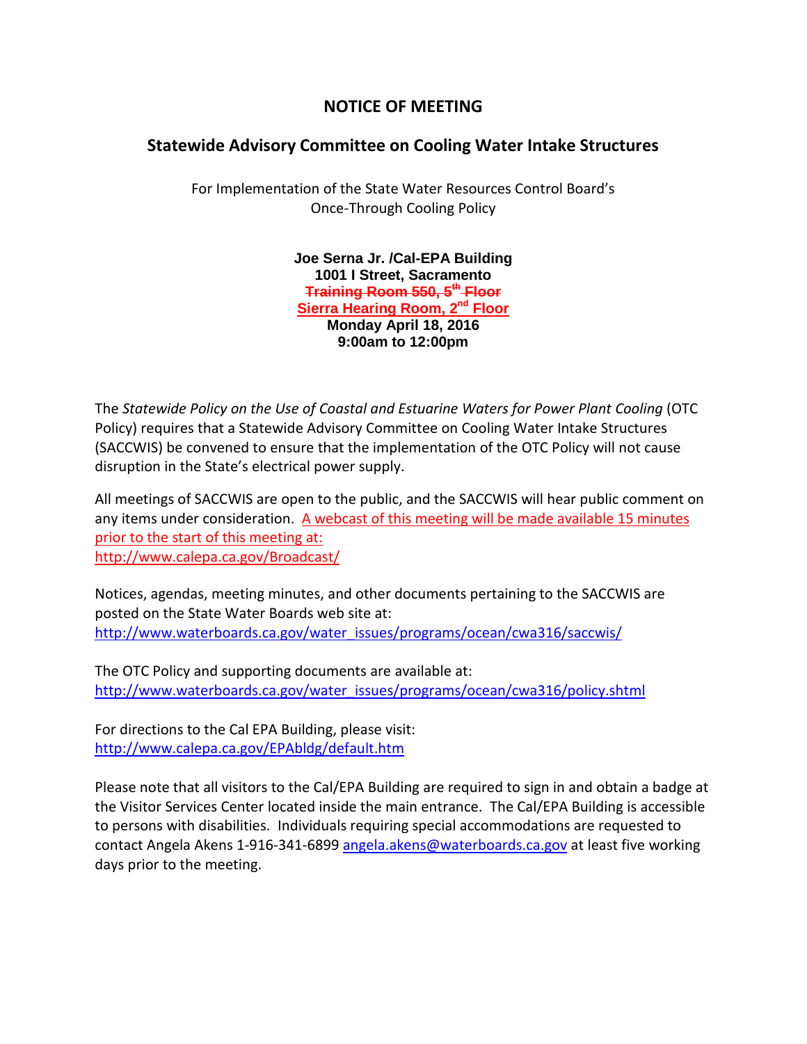# NOTICE OF MEETING

## Statewide Advisory Committee on Cooling Water Intake Structures

For Implementation of the State Water Resources Control Board's
Once-Through Cooling Policy

**Joe Serna Jr. /Cal-EPA Building**
**1001 I Street, Sacramento**
~~**Training Room 550, 5th Floor**~~
**Sierra Hearing Room, 2nd Floor**
**Monday April 18, 2016**
**9:00am to 12:00pm**

The *Statewide Policy on the Use of Coastal and Estuarine Waters for Power Plant Cooling* (OTC Policy) requires that a Statewide Advisory Committee on Cooling Water Intake Structures (SACCWIS) be convened to ensure that the implementation of the OTC Policy will not cause disruption in the State's electrical power supply.

All meetings of SACCWIS are open to the public, and the SACCWIS will hear public comment on any items under consideration. A webcast of this meeting will be made available 15 minutes prior to the start of this meeting at:
http://www.calepa.ca.gov/Broadcast/

Notices, agendas, meeting minutes, and other documents pertaining to the SACCWIS are posted on the State Water Boards web site at:
http://www.waterboards.ca.gov/water_issues/programs/ocean/cwa316/saccwis/

The OTC Policy and supporting documents are available at:
http://www.waterboards.ca.gov/water_issues/programs/ocean/cwa316/policy.shtml

For directions to the Cal EPA Building, please visit:
http://www.calepa.ca.gov/EPAbldg/default.htm

Please note that all visitors to the Cal/EPA Building are required to sign in and obtain a badge at the Visitor Services Center located inside the main entrance. The Cal/EPA Building is accessible to persons with disabilities. Individuals requiring special accommodations are requested to contact Angela Akens 1-916-341-6899 angela.akens@waterboards.ca.gov at least five working days prior to the meeting.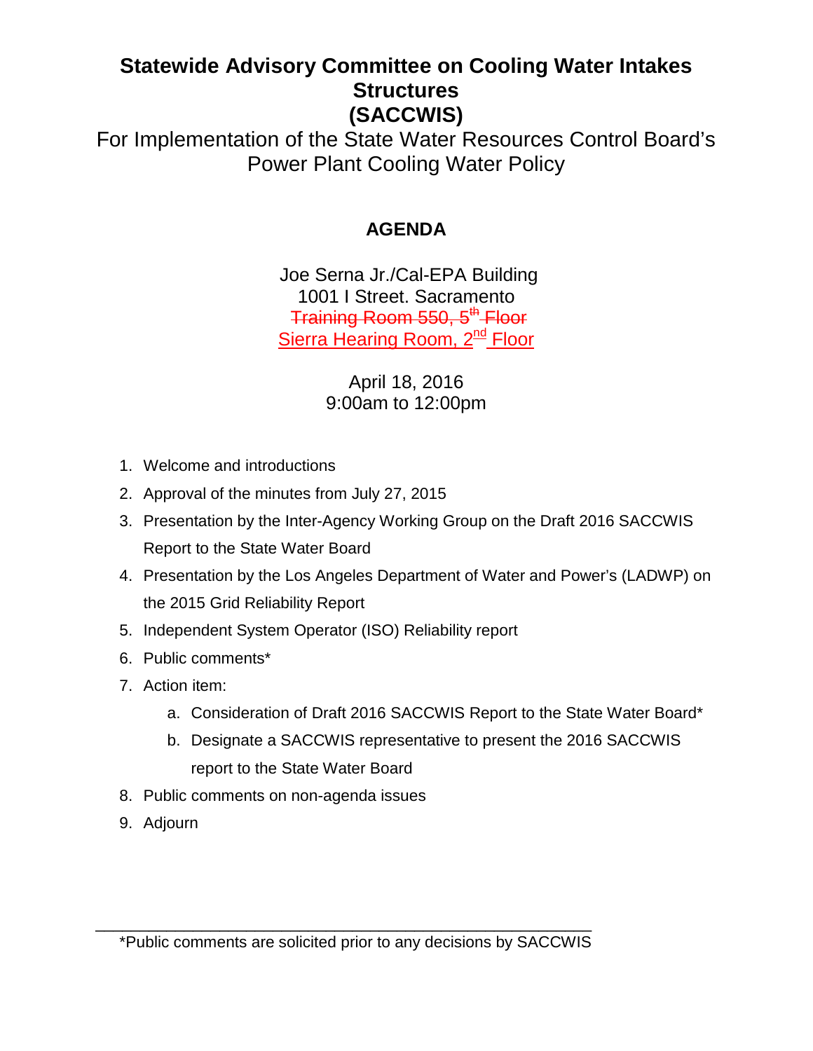# Statewide Advisory Committee on Cooling Water Intakes Structures (SACCWIS)

For Implementation of the State Water Resources Control Board's Power Plant Cooling Water Policy

## AGENDA

Joe Serna Jr./Cal-EPA Building
1001 I Street. Sacramento
~~Training Room 550, 5th Floor~~
<u>Sierra Hearing Room, 2nd Floor</u>

April 18, 2016
9:00am to 12:00pm

1. Welcome and introductions
2. Approval of the minutes from July 27, 2015
3. Presentation by the Inter-Agency Working Group on the Draft 2016 SACCWIS Report to the State Water Board
4. Presentation by the Los Angeles Department of Water and Power's (LADWP) on the 2015 Grid Reliability Report
5. Independent System Operator (ISO) Reliability report
6. Public comments*
7. Action item:
   a. Consideration of Draft 2016 SACCWIS Report to the State Water Board*
   b. Designate a SACCWIS representative to present the 2016 SACCWIS report to the State Water Board
8. Public comments on non-agenda issues
9. Adjourn

---

*Public comments are solicited prior to any decisions by SACCWIS